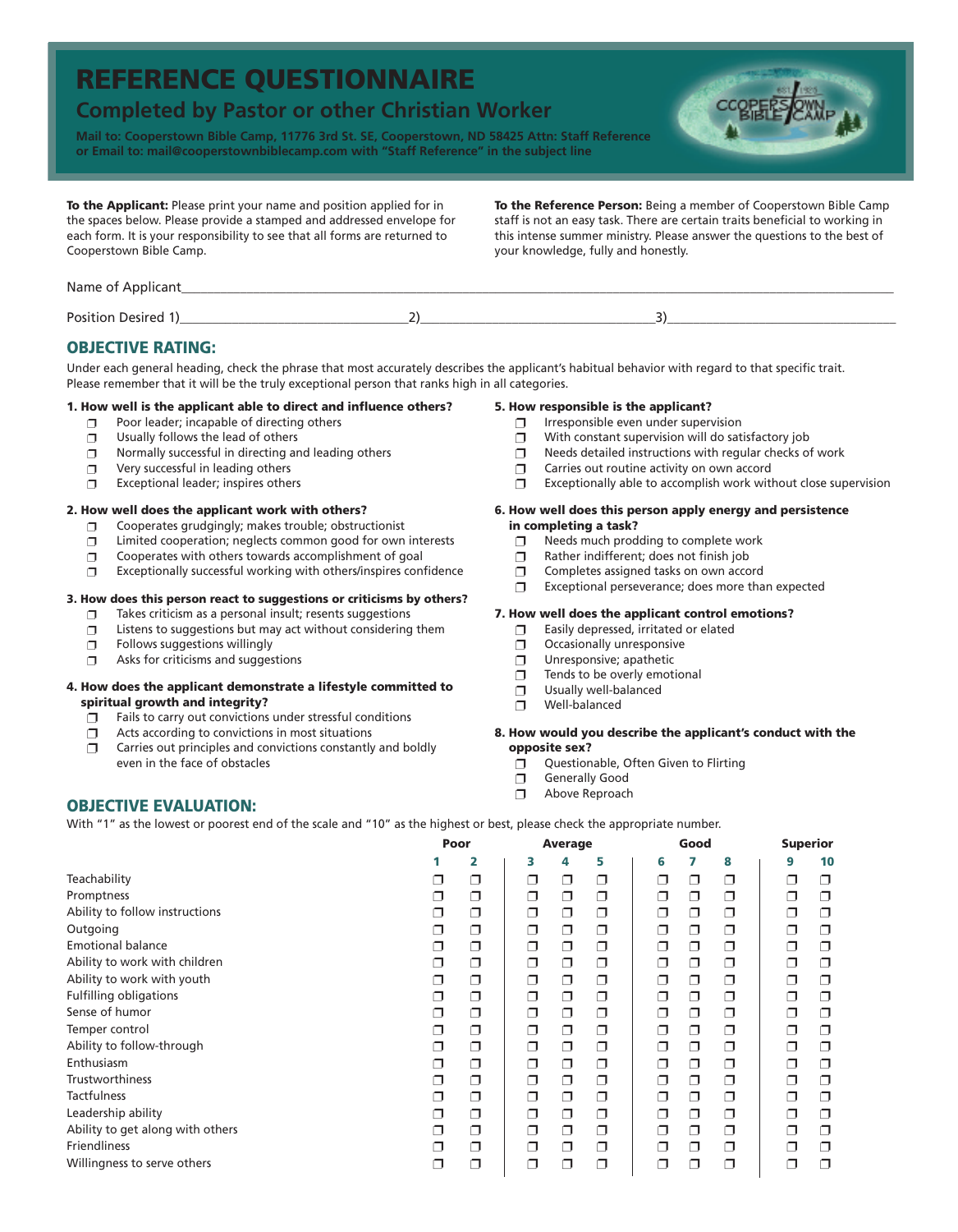# REFERENCE QUESTIONNAIRE

## Completed by Pastor or other Christian Worker

**Mail to: Cooperstown Bible Camp, 11776 3rd St. SE, Cooperstown, ND 58425 Attn: Staff Reference or Email to: mail@cooperstownbiblecamp.com with "Staff Reference" in the subject line**

**To the Applicant:** Please print your name and position applied for in the spaces below. Please provide a stamped and addressed envelope for each form. It is your responsibility to see that all forms are returned to Cooperstown Bible Camp.

**To the Reference Person:** Being a member of Cooperstown Bible Camp staff is not an easy task. There are certain traits beneficial to working in this intense summer ministry. Please answer the questions to the best of your knowledge, fully and honestly.

Name of Applicant_______________________________________________

Position Desired 1)______________________ 2)______________________ 3)______________________

## OBJECTIVE RATING:

Under each general heading, check the phrase that most accurately describes the applicant's habitual behavior with regard to that specific trait. Please remember that it will be the truly exceptional person that ranks high in all categories.

**1. How well is the applicant able to direct and influence others?**
- ❒ Poor leader; incapable of directing others
- ❒ Usually follows the lead of others
- ❒ Normally successful in directing and leading others
- ❒ Very successful in leading others
- ❒ Exceptional leader; inspires others

**2. How well does the applicant work with others?**
- ❒ Cooperates grudgingly; makes trouble; obstructionist
- ❒ Limited cooperation; neglects common good for own interests
- ❒ Cooperates with others towards accomplishment of goal
- ❒ Exceptionally successful working with others/inspires confidence

**3. How does this person react to suggestions or criticisms by others?**
- ❒ Takes criticism as a personal insult; resents suggestions
- ❒ Listens to suggestions but may act without considering them
- ❒ Follows suggestions willingly
- ❒ Asks for criticisms and suggestions

**4. How does the applicant demonstrate a lifestyle committed to spiritual growth and integrity?**
- ❒ Fails to carry out convictions under stressful conditions
- ❒ Acts according to convictions in most situations
- ❒ Carries out principles and convictions constantly and boldly even in the face of obstacles

**5. How responsible is the applicant?**
- ❒ Irresponsible even under supervision
- ❒ With constant supervision will do satisfactory job
- ❒ Needs detailed instructions with regular checks of work
- ❒ Carries out routine activity on own accord
- ❒ Exceptionally able to accomplish work without close supervision

**6. How well does this person apply energy and persistence in completing a task?**
- ❒ Needs much prodding to complete work
- ❒ Rather indifferent; does not finish job
- ❒ Completes assigned tasks on own accord
- ❒ Exceptional perseverance; does more than expected

**7. How well does the applicant control emotions?**
- ❒ Easily depressed, irritated or elated
- ❒ Occasionally unresponsive
- ❒ Unresponsive; apathetic
- ❒ Tends to be overly emotional
- ❒ Usually well-balanced
- ❒ Well-balanced

**8. How would you describe the applicant's conduct with the opposite sex?**
- ❒ Questionable, Often Given to Flirting
- ❒ Generally Good
- ❒ Above Reproach

## OBJECTIVE EVALUATION:

With "1" as the lowest or poorest end of the scale and "10" as the highest or best, please check the appropriate number.

| | Poor | | Average | | | Good | | | Superior | |
|---|---|---|---|---|---|---|---|---|---|---|
| | 1 | 2 | 3 | 4 | 5 | 6 | 7 | 8 | 9 | 10 |
| Teachability | ❒ | ❒ | ❒ | ❒ | ❒ | ❒ | ❒ | ❒ | ❒ | ❒ |
| Promptness | ❒ | ❒ | ❒ | ❒ | ❒ | ❒ | ❒ | ❒ | ❒ | ❒ |
| Ability to follow instructions | ❒ | ❒ | ❒ | ❒ | ❒ | ❒ | ❒ | ❒ | ❒ | ❒ |
| Outgoing | ❒ | ❒ | ❒ | ❒ | ❒ | ❒ | ❒ | ❒ | ❒ | ❒ |
| Emotional balance | ❒ | ❒ | ❒ | ❒ | ❒ | ❒ | ❒ | ❒ | ❒ | ❒ |
| Ability to work with children | ❒ | ❒ | ❒ | ❒ | ❒ | ❒ | ❒ | ❒ | ❒ | ❒ |
| Ability to work with youth | ❒ | ❒ | ❒ | ❒ | ❒ | ❒ | ❒ | ❒ | ❒ | ❒ |
| Fulfilling obligations | ❒ | ❒ | ❒ | ❒ | ❒ | ❒ | ❒ | ❒ | ❒ | ❒ |
| Sense of humor | ❒ | ❒ | ❒ | ❒ | ❒ | ❒ | ❒ | ❒ | ❒ | ❒ |
| Temper control | ❒ | ❒ | ❒ | ❒ | ❒ | ❒ | ❒ | ❒ | ❒ | ❒ |
| Ability to follow-through | ❒ | ❒ | ❒ | ❒ | ❒ | ❒ | ❒ | ❒ | ❒ | ❒ |
| Enthusiasm | ❒ | ❒ | ❒ | ❒ | ❒ | ❒ | ❒ | ❒ | ❒ | ❒ |
| Trustworthiness | ❒ | ❒ | ❒ | ❒ | ❒ | ❒ | ❒ | ❒ | ❒ | ❒ |
| Tactfulness | ❒ | ❒ | ❒ | ❒ | ❒ | ❒ | ❒ | ❒ | ❒ | ❒ |
| Leadership ability | ❒ | ❒ | ❒ | ❒ | ❒ | ❒ | ❒ | ❒ | ❒ | ❒ |
| Ability to get along with others | ❒ | ❒ | ❒ | ❒ | ❒ | ❒ | ❒ | ❒ | ❒ | ❒ |
| Friendliness | ❒ | ❒ | ❒ | ❒ | ❒ | ❒ | ❒ | ❒ | ❒ | ❒ |
| Willingness to serve others | ❒ | ❒ | ❒ | ❒ | ❒ | ❒ | ❒ | ❒ | ❒ | ❒ |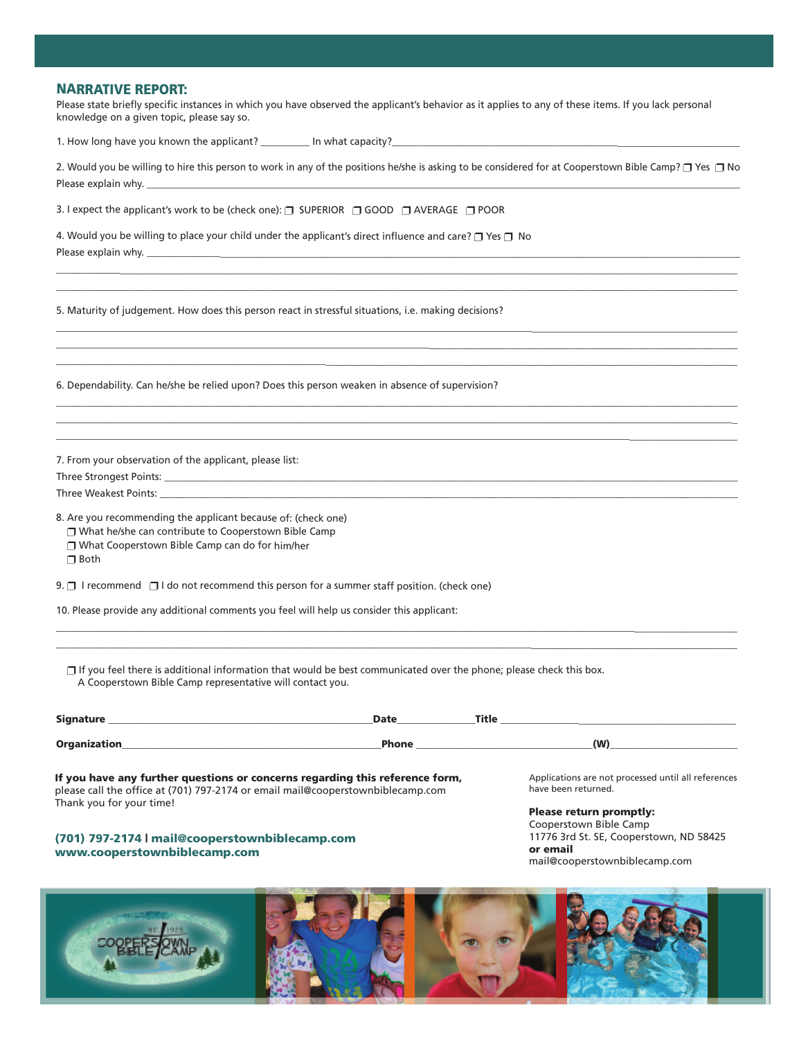## NARRATIVE REPORT:

Please state briefly specific instances in which you have observed the applicant's behavior as it applies to any of these items. If you lack personal knowledge on a given topic, please say so.

1. How long have you known the applicant? _________ In what capacity?_______________________________________________

2. Would you be willing to hire this person to work in any of the positions he/she is asking to be considered for at Cooperstown Bible Camp? ❐ Yes ❐ No
Please explain why. _______________________________________________________________________________

3. I expect the applicant's work to be (check one): ❐ SUPERIOR ❐ GOOD ❐ AVERAGE ❐ POOR

4. Would you be willing to place your child under the applicant's direct influence and care? ❐ Yes ❐ No
Please explain why. _______________________________________________________________________________

5. Maturity of judgement. How does this person react in stressful situations, i.e. making decisions?

_______________________________________________________________________________

6. Dependability. Can he/she be relied upon? Does this person weaken in absence of supervision?

_______________________________________________________________________________

7. From your observation of the applicant, please list:
Three Strongest Points: _______________________________________________________________________________
Three Weakest Points: _______________________________________________________________________________

8. Are you recommending the applicant because of: (check one)
   ❐ What he/she can contribute to Cooperstown Bible Camp
   ❐ What Cooperstown Bible Camp can do for him/her
   ❐ Both

9. ❐ I recommend ❐ I do not recommend this person for a summer staff position. (check one)

10. Please provide any additional comments you feel will help us consider this applicant:

_______________________________________________________________________________

❐ If you feel there is additional information that would be best communicated over the phone; please check this box.
A Cooperstown Bible Camp representative will contact you.

**Signature** ______________________________ **Date** ____________ **Title** ______________________

**Organization** ______________________________ **Phone** ______________________ **(W)** ______________

**If you have any further questions or concerns regarding this reference form,** please call the office at (701) 797-2174 or email mail@cooperstownbiblecamp.com
Thank you for your time!

**(701) 797-2174 | mail@cooperstownbiblecamp.com**
**www.cooperstownbiblecamp.com**

Applications are not processed until all references have been returned.

**Please return promptly:**
Cooperstown Bible Camp
11776 3rd St. SE, Cooperstown, ND 58425
**or email**
mail@cooperstownbiblecamp.com